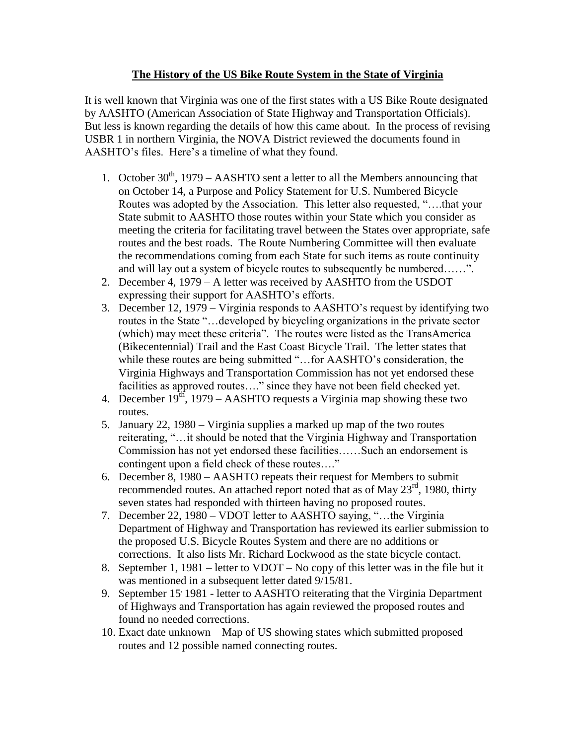# The History of the US Bike Route System in the State of Virginia

It is well known that Virginia was one of the first states with a US Bike Route designated by AASHTO (American Association of State Highway and Transportation Officials). But less is known regarding the details of how this came about. In the process of revising USBR 1 in northern Virginia, the NOVA District reviewed the documents found in AASHTO's files. Here's a timeline of what they found.

1. October 30th, 1979 – AASHTO sent a letter to all the Members announcing that on October 14, a Purpose and Policy Statement for U.S. Numbered Bicycle Routes was adopted by the Association. This letter also requested, "….that your State submit to AASHTO those routes within your State which you consider as meeting the criteria for facilitating travel between the States over appropriate, safe routes and the best roads. The Route Numbering Committee will then evaluate the recommendations coming from each State for such items as route continuity and will lay out a system of bicycle routes to subsequently be numbered……".
2. December 4, 1979 – A letter was received by AASHTO from the USDOT expressing their support for AASHTO's efforts.
3. December 12, 1979 – Virginia responds to AASHTO's request by identifying two routes in the State "…developed by bicycling organizations in the private sector (which) may meet these criteria". The routes were listed as the TransAmerica (Bikecentennial) Trail and the East Coast Bicycle Trail. The letter states that while these routes are being submitted "…for AASHTO's consideration, the Virginia Highways and Transportation Commission has not yet endorsed these facilities as approved routes…." since they have not been field checked yet.
4. December 19th, 1979 – AASHTO requests a Virginia map showing these two routes.
5. January 22, 1980 – Virginia supplies a marked up map of the two routes reiterating, "…it should be noted that the Virginia Highway and Transportation Commission has not yet endorsed these facilities……Such an endorsement is contingent upon a field check of these routes…."
6. December 8, 1980 – AASHTO repeats their request for Members to submit recommended routes. An attached report noted that as of May 23rd, 1980, thirty seven states had responded with thirteen having no proposed routes.
7. December 22, 1980 – VDOT letter to AASHTO saying, "…the Virginia Department of Highway and Transportation has reviewed its earlier submission to the proposed U.S. Bicycle Routes System and there are no additions or corrections. It also lists Mr. Richard Lockwood as the state bicycle contact.
8. September 1, 1981 – letter to VDOT – No copy of this letter was in the file but it was mentioned in a subsequent letter dated 9/15/81.
9. September 15, 1981 - letter to AASHTO reiterating that the Virginia Department of Highways and Transportation has again reviewed the proposed routes and found no needed corrections.
10. Exact date unknown – Map of US showing states which submitted proposed routes and 12 possible named connecting routes.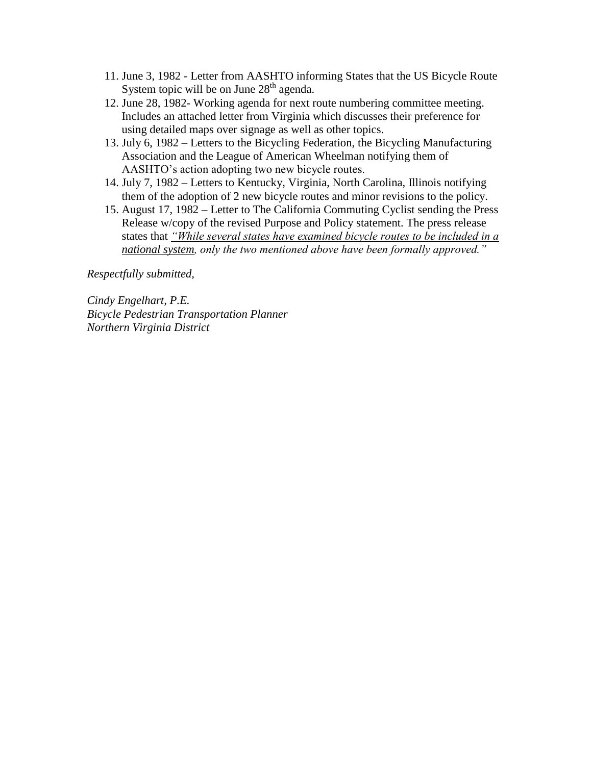11. June 3, 1982 - Letter from AASHTO informing States that the US Bicycle Route System topic will be on June 28th agenda.
12. June 28, 1982- Working agenda for next route numbering committee meeting. Includes an attached letter from Virginia which discusses their preference for using detailed maps over signage as well as other topics.
13. July 6, 1982 – Letters to the Bicycling Federation, the Bicycling Manufacturing Association and the League of American Wheelman notifying them of AASHTO's action adopting two new bicycle routes.
14. July 7, 1982 – Letters to Kentucky, Virginia, North Carolina, Illinois notifying them of the adoption of 2 new bicycle routes and minor revisions to the policy.
15. August 17, 1982 – Letter to The California Commuting Cyclist sending the Press Release w/copy of the revised Purpose and Policy statement. The press release states that *<u>"While several states have examined bicycle routes to be included in a national system</u>, only the two mentioned above have been formally approved."*

*Respectfully submitted,*

*Cindy Engelhart, P.E.*
*Bicycle Pedestrian Transportation Planner*
*Northern Virginia District*